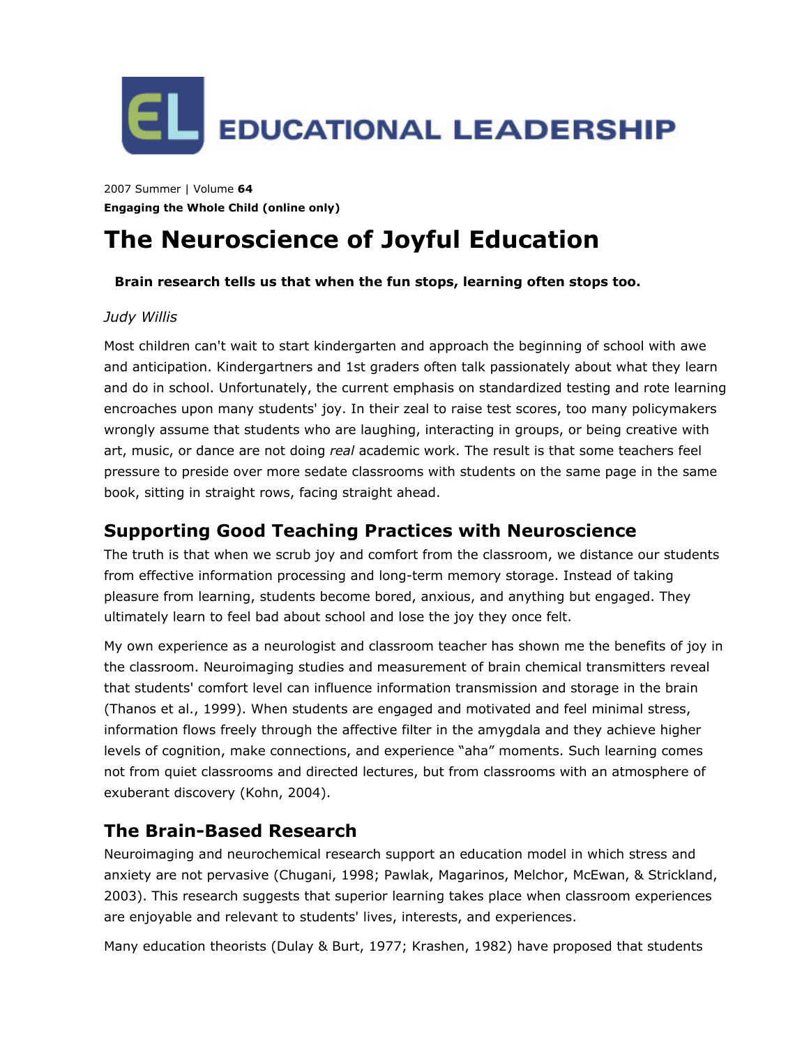EDUCATIONAL LEADERSHIP

2007 Summer | Volume **64**
**Engaging the Whole Child (online only)**

# The Neuroscience of Joyful Education

**Brain research tells us that when the fun stops, learning often stops too.**

*Judy Willis*

Most children can't wait to start kindergarten and approach the beginning of school with awe and anticipation. Kindergartners and 1st graders often talk passionately about what they learn and do in school. Unfortunately, the current emphasis on standardized testing and rote learning encroaches upon many students' joy. In their zeal to raise test scores, too many policymakers wrongly assume that students who are laughing, interacting in groups, or being creative with art, music, or dance are not doing *real* academic work. The result is that some teachers feel pressure to preside over more sedate classrooms with students on the same page in the same book, sitting in straight rows, facing straight ahead.

## Supporting Good Teaching Practices with Neuroscience

The truth is that when we scrub joy and comfort from the classroom, we distance our students from effective information processing and long-term memory storage. Instead of taking pleasure from learning, students become bored, anxious, and anything but engaged. They ultimately learn to feel bad about school and lose the joy they once felt.

My own experience as a neurologist and classroom teacher has shown me the benefits of joy in the classroom. Neuroimaging studies and measurement of brain chemical transmitters reveal that students' comfort level can influence information transmission and storage in the brain (Thanos et al., 1999). When students are engaged and motivated and feel minimal stress, information flows freely through the affective filter in the amygdala and they achieve higher levels of cognition, make connections, and experience "aha" moments. Such learning comes not from quiet classrooms and directed lectures, but from classrooms with an atmosphere of exuberant discovery (Kohn, 2004).

## The Brain-Based Research

Neuroimaging and neurochemical research support an education model in which stress and anxiety are not pervasive (Chugani, 1998; Pawlak, Magarinos, Melchor, McEwan, & Strickland, 2003). This research suggests that superior learning takes place when classroom experiences are enjoyable and relevant to students' lives, interests, and experiences.

Many education theorists (Dulay & Burt, 1977; Krashen, 1982) have proposed that students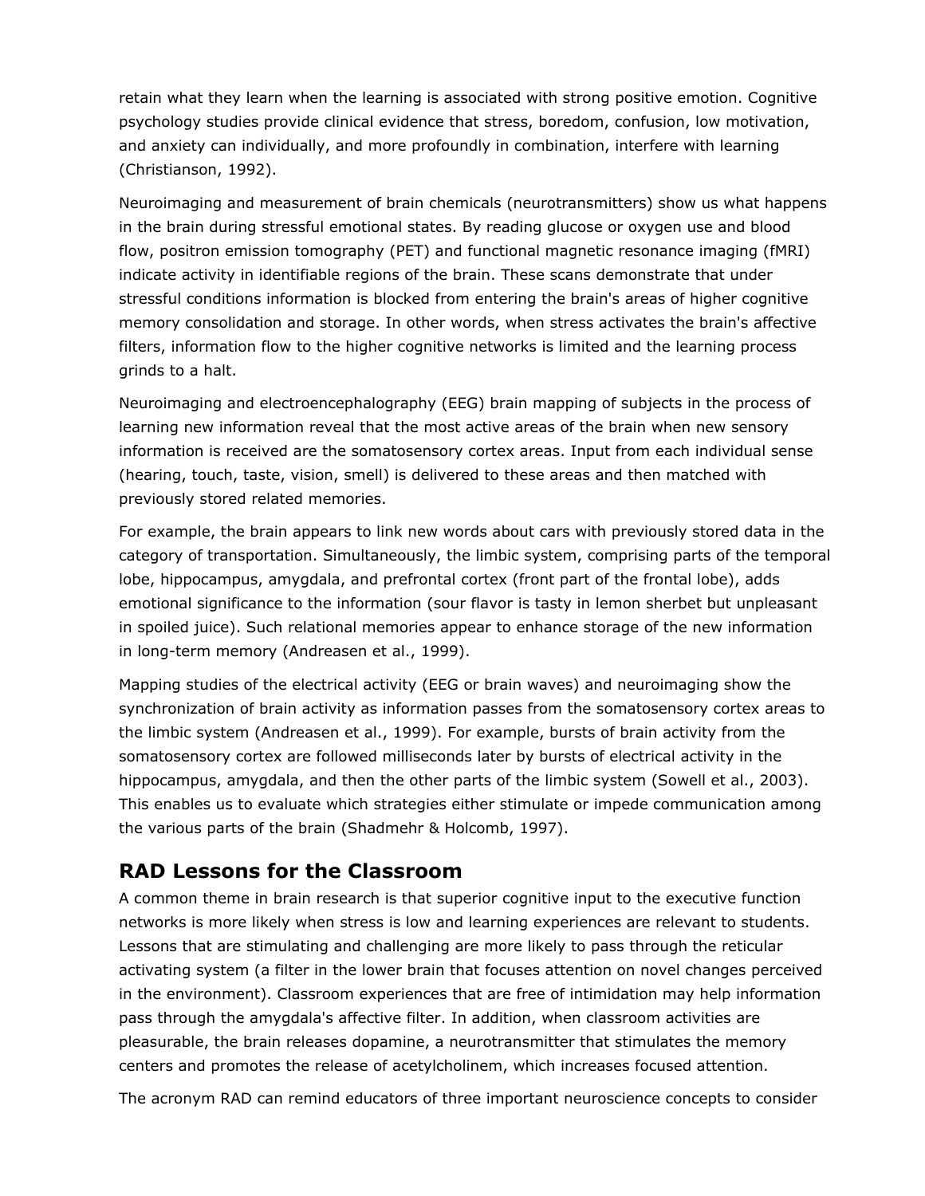retain what they learn when the learning is associated with strong positive emotion. Cognitive psychology studies provide clinical evidence that stress, boredom, confusion, low motivation, and anxiety can individually, and more profoundly in combination, interfere with learning (Christianson, 1992).

Neuroimaging and measurement of brain chemicals (neurotransmitters) show us what happens in the brain during stressful emotional states. By reading glucose or oxygen use and blood flow, positron emission tomography (PET) and functional magnetic resonance imaging (fMRI) indicate activity in identifiable regions of the brain. These scans demonstrate that under stressful conditions information is blocked from entering the brain's areas of higher cognitive memory consolidation and storage. In other words, when stress activates the brain's affective filters, information flow to the higher cognitive networks is limited and the learning process grinds to a halt.

Neuroimaging and electroencephalography (EEG) brain mapping of subjects in the process of learning new information reveal that the most active areas of the brain when new sensory information is received are the somatosensory cortex areas. Input from each individual sense (hearing, touch, taste, vision, smell) is delivered to these areas and then matched with previously stored related memories.

For example, the brain appears to link new words about cars with previously stored data in the category of transportation. Simultaneously, the limbic system, comprising parts of the temporal lobe, hippocampus, amygdala, and prefrontal cortex (front part of the frontal lobe), adds emotional significance to the information (sour flavor is tasty in lemon sherbet but unpleasant in spoiled juice). Such relational memories appear to enhance storage of the new information in long-term memory (Andreasen et al., 1999).

Mapping studies of the electrical activity (EEG or brain waves) and neuroimaging show the synchronization of brain activity as information passes from the somatosensory cortex areas to the limbic system (Andreasen et al., 1999). For example, bursts of brain activity from the somatosensory cortex are followed milliseconds later by bursts of electrical activity in the hippocampus, amygdala, and then the other parts of the limbic system (Sowell et al., 2003). This enables us to evaluate which strategies either stimulate or impede communication among the various parts of the brain (Shadmehr & Holcomb, 1997).

## RAD Lessons for the Classroom

A common theme in brain research is that superior cognitive input to the executive function networks is more likely when stress is low and learning experiences are relevant to students. Lessons that are stimulating and challenging are more likely to pass through the reticular activating system (a filter in the lower brain that focuses attention on novel changes perceived in the environment). Classroom experiences that are free of intimidation may help information pass through the amygdala's affective filter. In addition, when classroom activities are pleasurable, the brain releases dopamine, a neurotransmitter that stimulates the memory centers and promotes the release of acetylcholinem, which increases focused attention.

The acronym RAD can remind educators of three important neuroscience concepts to consider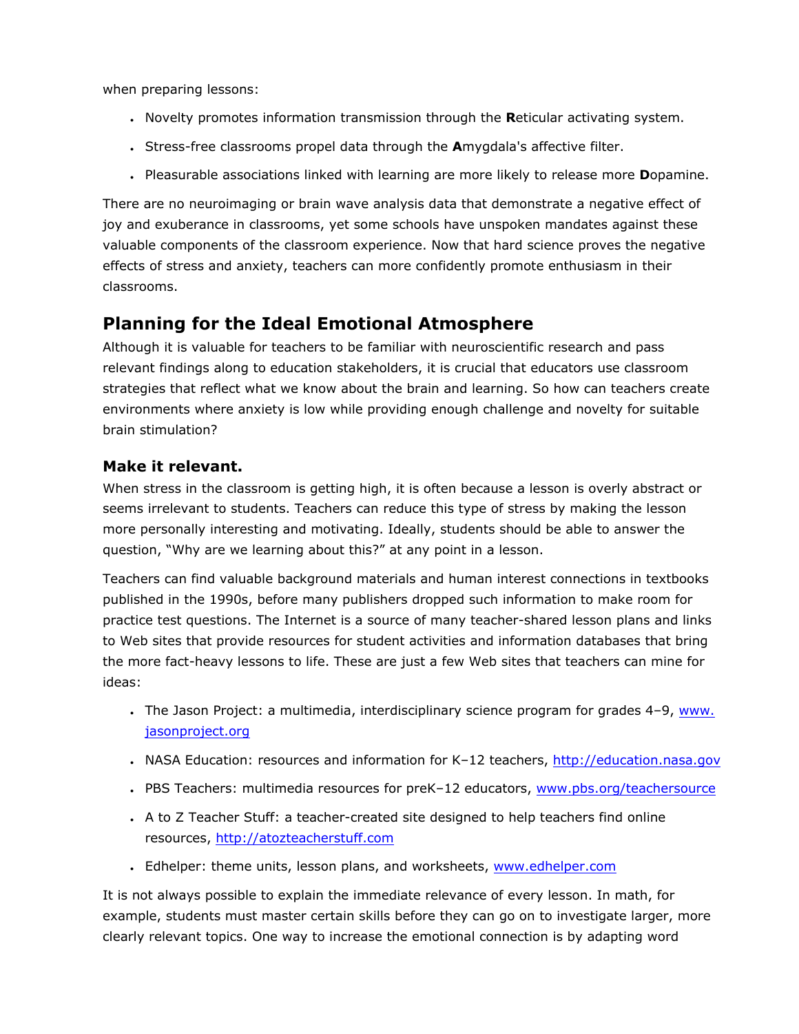when preparing lessons:

- Novelty promotes information transmission through the **R**eticular activating system.
- Stress-free classrooms propel data through the **A**mygdala's affective filter.
- Pleasurable associations linked with learning are more likely to release more **D**opamine.

There are no neuroimaging or brain wave analysis data that demonstrate a negative effect of joy and exuberance in classrooms, yet some schools have unspoken mandates against these valuable components of the classroom experience. Now that hard science proves the negative effects of stress and anxiety, teachers can more confidently promote enthusiasm in their classrooms.

## Planning for the Ideal Emotional Atmosphere

Although it is valuable for teachers to be familiar with neuroscientific research and pass relevant findings along to education stakeholders, it is crucial that educators use classroom strategies that reflect what we know about the brain and learning. So how can teachers create environments where anxiety is low while providing enough challenge and novelty for suitable brain stimulation?

### Make it relevant.

When stress in the classroom is getting high, it is often because a lesson is overly abstract or seems irrelevant to students. Teachers can reduce this type of stress by making the lesson more personally interesting and motivating. Ideally, students should be able to answer the question, "Why are we learning about this?" at any point in a lesson.

Teachers can find valuable background materials and human interest connections in textbooks published in the 1990s, before many publishers dropped such information to make room for practice test questions. The Internet is a source of many teacher-shared lesson plans and links to Web sites that provide resources for student activities and information databases that bring the more fact-heavy lessons to life. These are just a few Web sites that teachers can mine for ideas:

- The Jason Project: a multimedia, interdisciplinary science program for grades 4–9, www.jasonproject.org
- NASA Education: resources and information for K–12 teachers, http://education.nasa.gov
- PBS Teachers: multimedia resources for preK–12 educators, www.pbs.org/teachersource
- A to Z Teacher Stuff: a teacher-created site designed to help teachers find online resources, http://atozteacherstuff.com
- Edhelper: theme units, lesson plans, and worksheets, www.edhelper.com

It is not always possible to explain the immediate relevance of every lesson. In math, for example, students must master certain skills before they can go on to investigate larger, more clearly relevant topics. One way to increase the emotional connection is by adapting word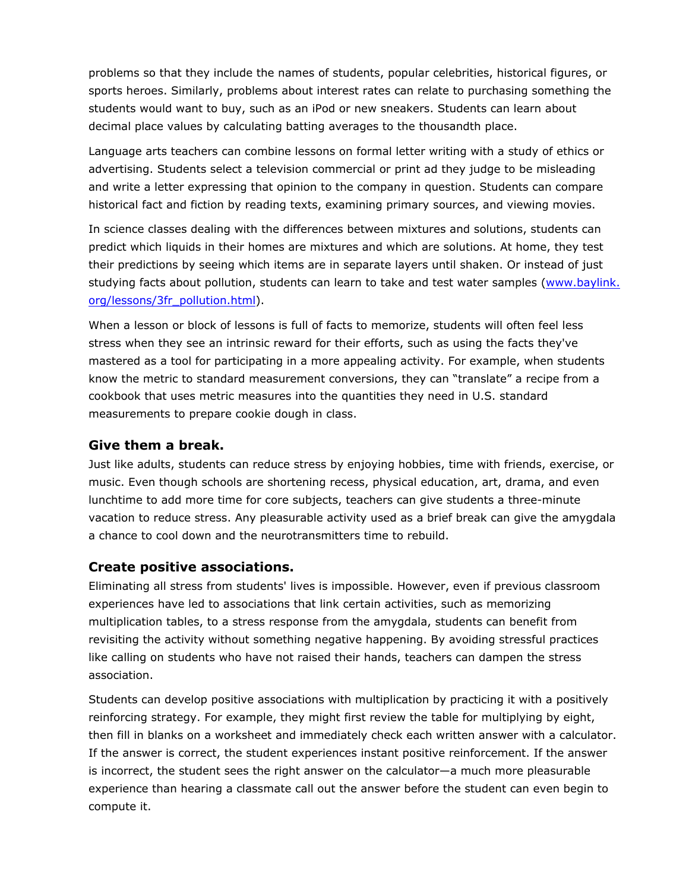problems so that they include the names of students, popular celebrities, historical figures, or sports heroes. Similarly, problems about interest rates can relate to purchasing something the students would want to buy, such as an iPod or new sneakers. Students can learn about decimal place values by calculating batting averages to the thousandth place.

Language arts teachers can combine lessons on formal letter writing with a study of ethics or advertising. Students select a television commercial or print ad they judge to be misleading and write a letter expressing that opinion to the company in question. Students can compare historical fact and fiction by reading texts, examining primary sources, and viewing movies.

In science classes dealing with the differences between mixtures and solutions, students can predict which liquids in their homes are mixtures and which are solutions. At home, they test their predictions by seeing which items are in separate layers until shaken. Or instead of just studying facts about pollution, students can learn to take and test water samples ([www.baylink.org/lessons/3fr_pollution.html](www.baylink.org/lessons/3fr_pollution.html)).

When a lesson or block of lessons is full of facts to memorize, students will often feel less stress when they see an intrinsic reward for their efforts, such as using the facts they've mastered as a tool for participating in a more appealing activity. For example, when students know the metric to standard measurement conversions, they can "translate" a recipe from a cookbook that uses metric measures into the quantities they need in U.S. standard measurements to prepare cookie dough in class.

### Give them a break.

Just like adults, students can reduce stress by enjoying hobbies, time with friends, exercise, or music. Even though schools are shortening recess, physical education, art, drama, and even lunchtime to add more time for core subjects, teachers can give students a three-minute vacation to reduce stress. Any pleasurable activity used as a brief break can give the amygdala a chance to cool down and the neurotransmitters time to rebuild.

### Create positive associations.

Eliminating all stress from students' lives is impossible. However, even if previous classroom experiences have led to associations that link certain activities, such as memorizing multiplication tables, to a stress response from the amygdala, students can benefit from revisiting the activity without something negative happening. By avoiding stressful practices like calling on students who have not raised their hands, teachers can dampen the stress association.

Students can develop positive associations with multiplication by practicing it with a positively reinforcing strategy. For example, they might first review the table for multiplying by eight, then fill in blanks on a worksheet and immediately check each written answer with a calculator. If the answer is correct, the student experiences instant positive reinforcement. If the answer is incorrect, the student sees the right answer on the calculator—a much more pleasurable experience than hearing a classmate call out the answer before the student can even begin to compute it.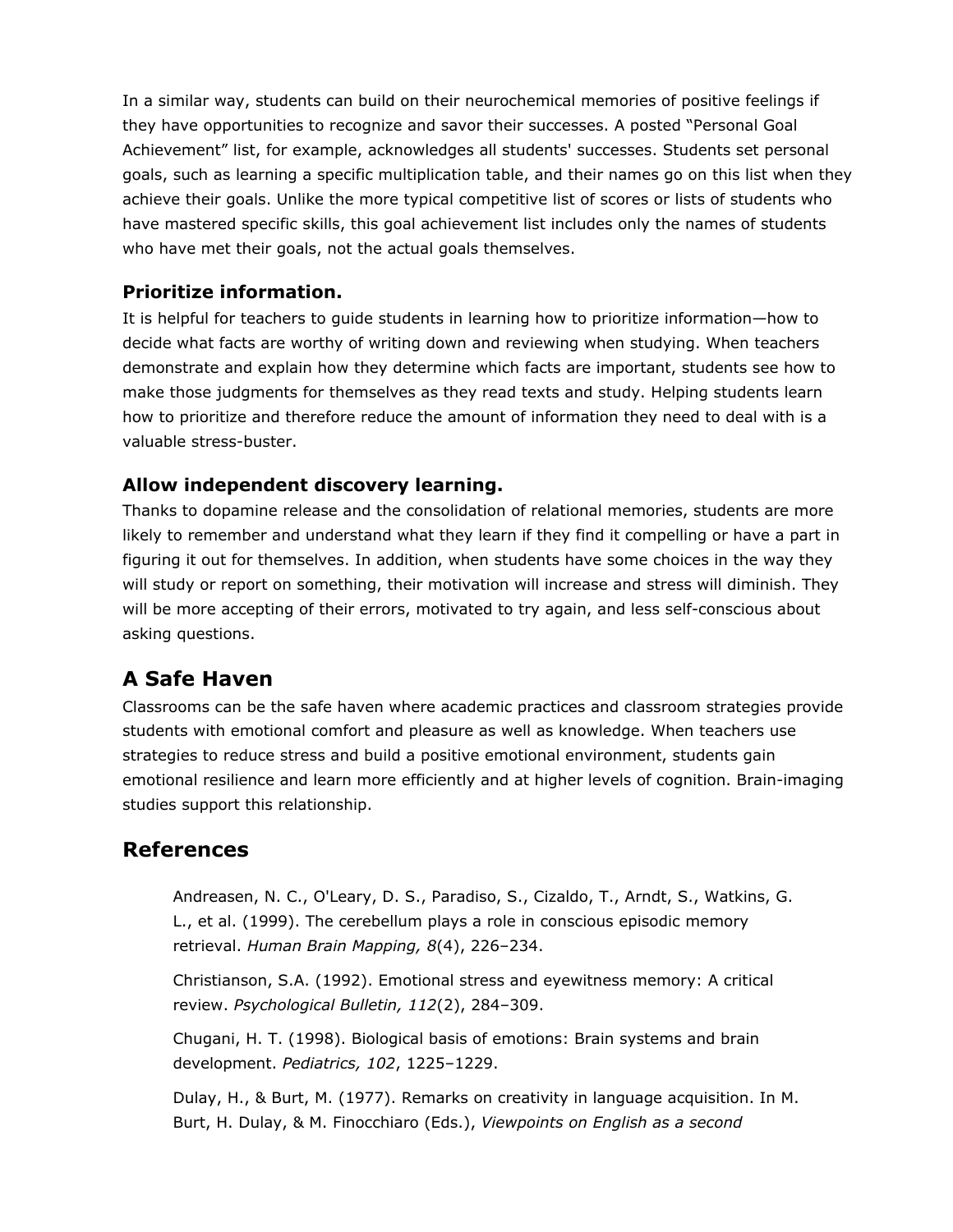In a similar way, students can build on their neurochemical memories of positive feelings if they have opportunities to recognize and savor their successes. A posted "Personal Goal Achievement" list, for example, acknowledges all students' successes. Students set personal goals, such as learning a specific multiplication table, and their names go on this list when they achieve their goals. Unlike the more typical competitive list of scores or lists of students who have mastered specific skills, this goal achievement list includes only the names of students who have met their goals, not the actual goals themselves.

### Prioritize information.

It is helpful for teachers to guide students in learning how to prioritize information—how to decide what facts are worthy of writing down and reviewing when studying. When teachers demonstrate and explain how they determine which facts are important, students see how to make those judgments for themselves as they read texts and study. Helping students learn how to prioritize and therefore reduce the amount of information they need to deal with is a valuable stress-buster.

### Allow independent discovery learning.

Thanks to dopamine release and the consolidation of relational memories, students are more likely to remember and understand what they learn if they find it compelling or have a part in figuring it out for themselves. In addition, when students have some choices in the way they will study or report on something, their motivation will increase and stress will diminish. They will be more accepting of their errors, motivated to try again, and less self-conscious about asking questions.

## A Safe Haven

Classrooms can be the safe haven where academic practices and classroom strategies provide students with emotional comfort and pleasure as well as knowledge. When teachers use strategies to reduce stress and build a positive emotional environment, students gain emotional resilience and learn more efficiently and at higher levels of cognition. Brain-imaging studies support this relationship.

## References

Andreasen, N. C., O'Leary, D. S., Paradiso, S., Cizaldo, T., Arndt, S., Watkins, G. L., et al. (1999). The cerebellum plays a role in conscious episodic memory retrieval. *Human Brain Mapping, 8*(4), 226–234.

Christianson, S.A. (1992). Emotional stress and eyewitness memory: A critical review. *Psychological Bulletin, 112*(2), 284–309.

Chugani, H. T. (1998). Biological basis of emotions: Brain systems and brain development. *Pediatrics, 102*, 1225–1229.

Dulay, H., & Burt, M. (1977). Remarks on creativity in language acquisition. In M. Burt, H. Dulay, & M. Finocchiaro (Eds.), *Viewpoints on English as a second*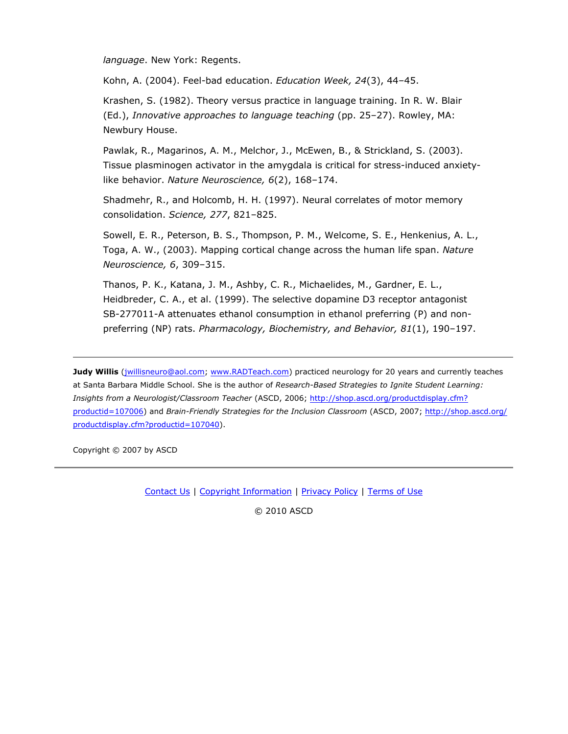*language*. New York: Regents.

Kohn, A. (2004). Feel-bad education. *Education Week, 24*(3), 44–45.

Krashen, S. (1982). Theory versus practice in language training. In R. W. Blair (Ed.), *Innovative approaches to language teaching* (pp. 25–27). Rowley, MA: Newbury House.

Pawlak, R., Magarinos, A. M., Melchor, J., McEwen, B., & Strickland, S. (2003). Tissue plasminogen activator in the amygdala is critical for stress-induced anxiety-like behavior. *Nature Neuroscience, 6*(2), 168–174.

Shadmehr, R., and Holcomb, H. H. (1997). Neural correlates of motor memory consolidation. *Science, 277*, 821–825.

Sowell, E. R., Peterson, B. S., Thompson, P. M., Welcome, S. E., Henkenius, A. L., Toga, A. W., (2003). Mapping cortical change across the human life span. *Nature Neuroscience, 6*, 309–315.

Thanos, P. K., Katana, J. M., Ashby, C. R., Michaelides, M., Gardner, E. L., Heidbreder, C. A., et al. (1999). The selective dopamine D3 receptor antagonist SB-277011-A attenuates ethanol consumption in ethanol preferring (P) and non-preferring (NP) rats. *Pharmacology, Biochemistry, and Behavior, 81*(1), 190–197.

---

**Judy Willis** (jwillisneuro@aol.com; www.RADTeach.com) practiced neurology for 20 years and currently teaches at Santa Barbara Middle School. She is the author of *Research-Based Strategies to Ignite Student Learning: Insights from a Neurologist/Classroom Teacher* (ASCD, 2006; http://shop.ascd.org/productdisplay.cfm?productid=107006) and *Brain-Friendly Strategies for the Inclusion Classroom* (ASCD, 2007; http://shop.ascd.org/productdisplay.cfm?productid=107040).

Copyright © 2007 by ASCD

---

Contact Us | Copyright Information | Privacy Policy | Terms of Use

© 2010 ASCD